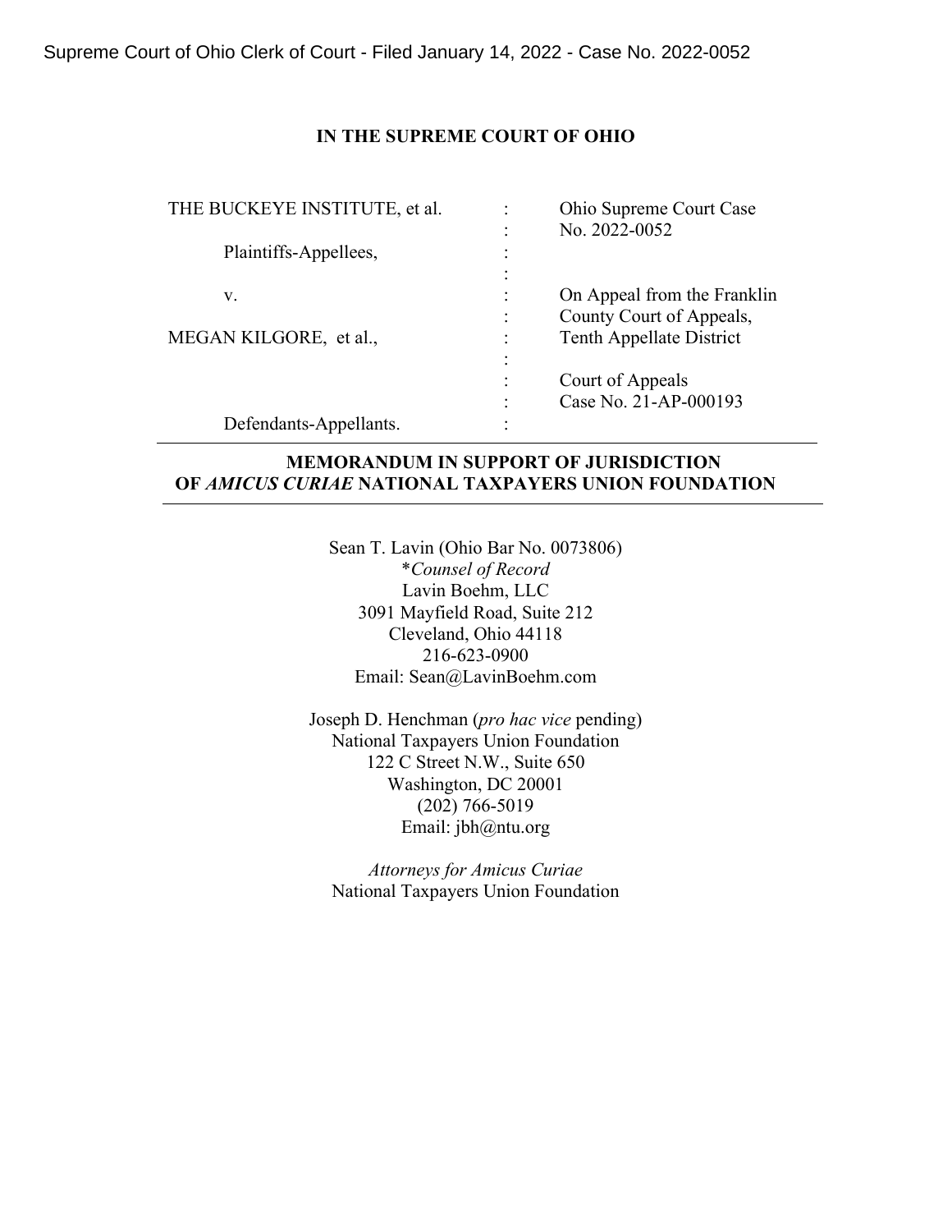Supreme Court of Ohio Clerk of Court - Filed January 14, 2022 - Case No. 2022-0052

**IN THE SUPREME COURT OF OHIO**

| | | |
|---|---|---|
| THE BUCKEYE INSTITUTE, et al. | : | Ohio Supreme Court Case |
| | : | No. 2022-0052 |
| Plaintiffs-Appellees, | : | |
| | : | |
| v. | : | On Appeal from the Franklin |
| | : | County Court of Appeals, |
| MEGAN KILGORE, et al., | : | Tenth Appellate District |
| | : | |
| | : | Court of Appeals |
| | : | Case No. 21-AP-000193 |
| Defendants-Appellants. | : | |

**MEMORANDUM IN SUPPORT OF JURISDICTION OF *AMICUS CURIAE* NATIONAL TAXPAYERS UNION FOUNDATION**

Sean T. Lavin (Ohio Bar No. 0073806)
**Counsel of Record*
Lavin Boehm, LLC
3091 Mayfield Road, Suite 212
Cleveland, Ohio 44118
216-623-0900
Email: Sean@LavinBoehm.com

Joseph D. Henchman (*pro hac vice* pending)
National Taxpayers Union Foundation
122 C Street N.W., Suite 650
Washington, DC 20001
(202) 766-5019
Email: jbh@ntu.org

*Attorneys for Amicus Curiae*
National Taxpayers Union Foundation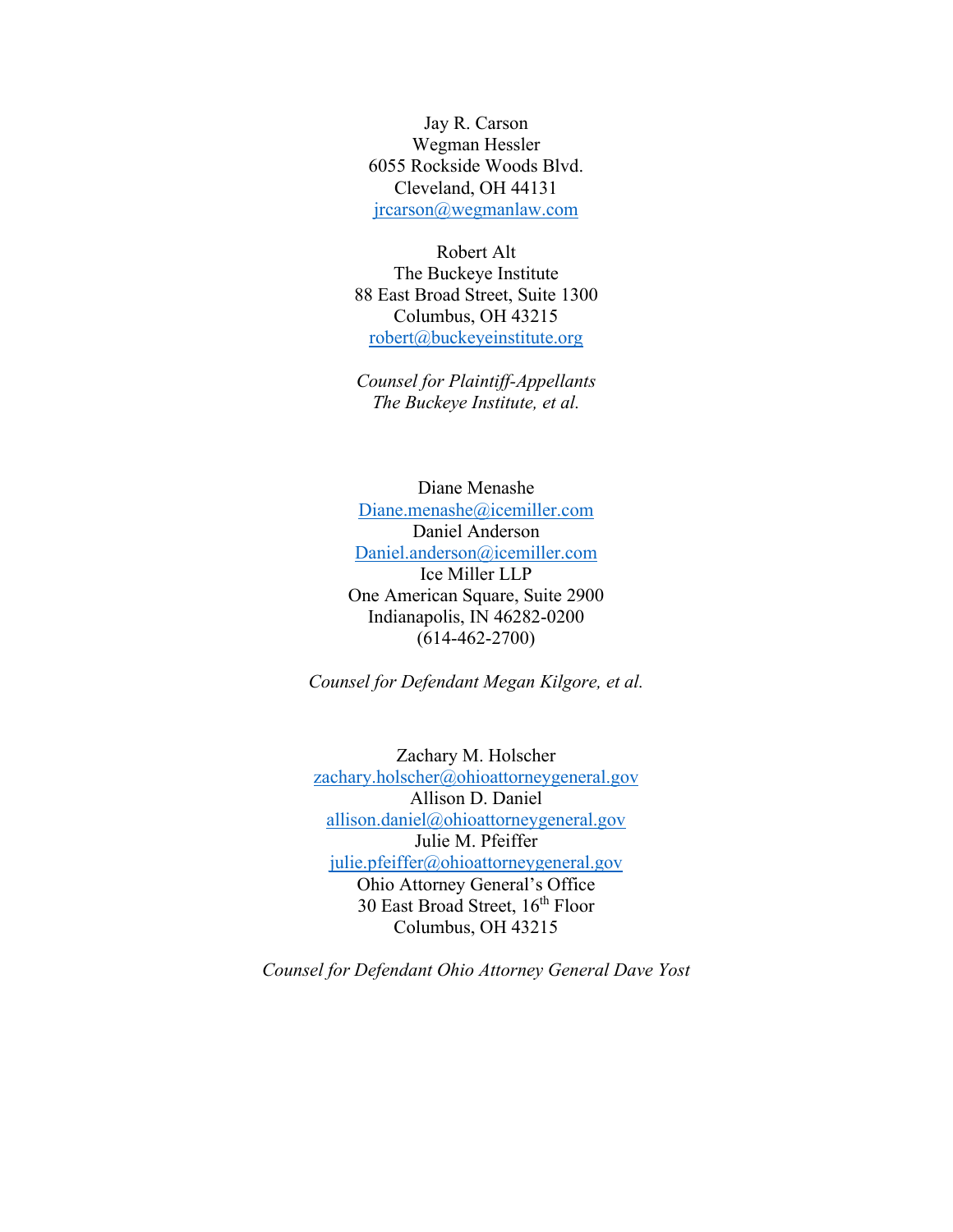Jay R. Carson
Wegman Hessler
6055 Rockside Woods Blvd.
Cleveland, OH 44131
jrcarson@wegmanlaw.com

Robert Alt
The Buckeye Institute
88 East Broad Street, Suite 1300
Columbus, OH 43215
robert@buckeyeinstitute.org

*Counsel for Plaintiff-Appellants*
*The Buckeye Institute, et al.*

Diane Menashe
Diane.menashe@icemiller.com
Daniel Anderson
Daniel.anderson@icemiller.com
Ice Miller LLP
One American Square, Suite 2900
Indianapolis, IN 46282-0200
(614-462-2700)

*Counsel for Defendant Megan Kilgore, et al.*

Zachary M. Holscher
zachary.holscher@ohioattorneygeneral.gov
Allison D. Daniel
allison.daniel@ohioattorneygeneral.gov
Julie M. Pfeiffer
julie.pfeiffer@ohioattorneygeneral.gov
Ohio Attorney General's Office
30 East Broad Street, 16th Floor
Columbus, OH 43215

*Counsel for Defendant Ohio Attorney General Dave Yost*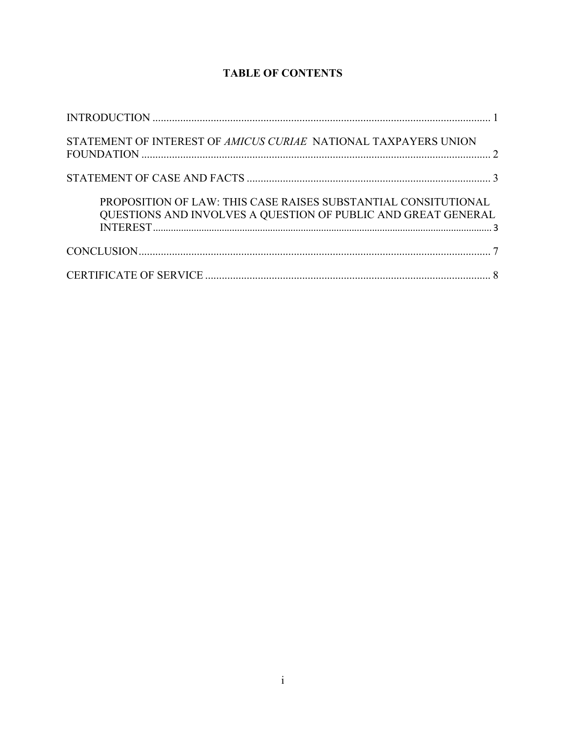# TABLE OF CONTENTS

INTRODUCTION .......... 1

STATEMENT OF INTEREST OF *AMICUS CURIAE* NATIONAL TAXPAYERS UNION FOUNDATION .......... 2

STATEMENT OF CASE AND FACTS .......... 3

PROPOSITION OF LAW: THIS CASE RAISES SUBSTANTIAL CONSITUTIONAL QUESTIONS AND INVOLVES A QUESTION OF PUBLIC AND GREAT GENERAL INTEREST .......... 3

CONCLUSION .......... 7

CERTIFICATE OF SERVICE .......... 8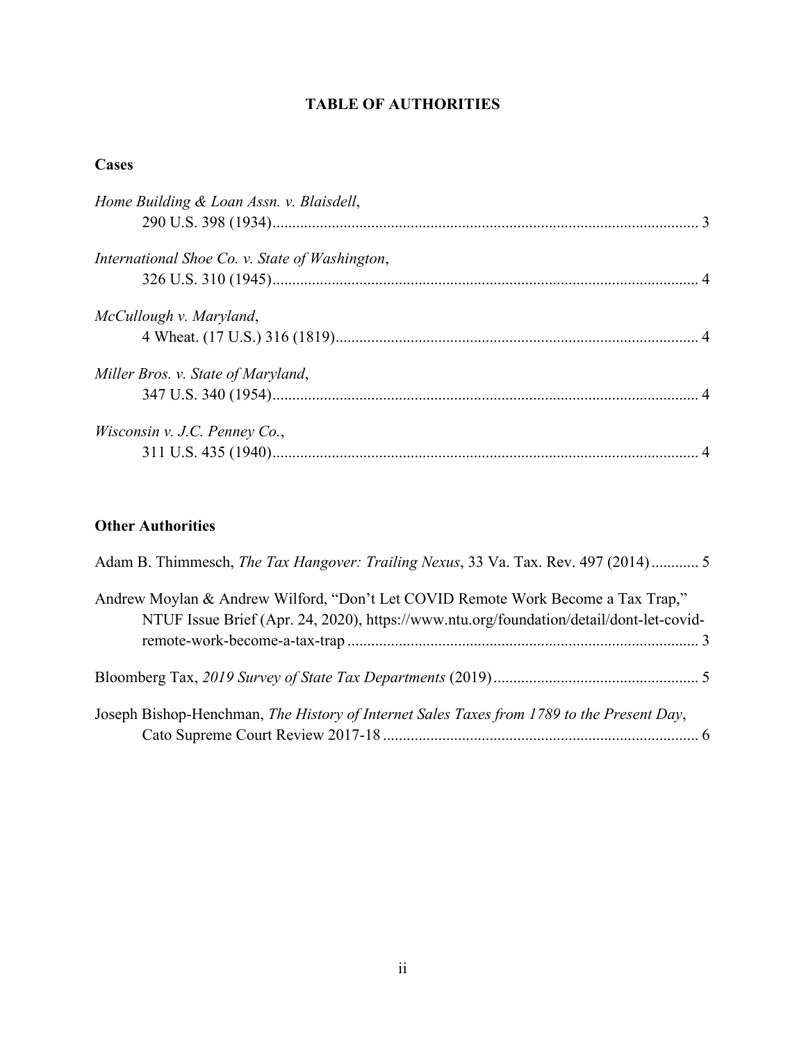## TABLE OF AUTHORITIES

### Cases

*Home Building & Loan Assn. v. Blaisdell*,
290 U.S. 398 (1934)........................................................................................................ 3

*International Shoe Co. v. State of Washington*,
326 U.S. 310 (1945)........................................................................................................ 4

*McCullough v. Maryland*,
4 Wheat. (17 U.S.) 316 (1819)........................................................................................ 4

*Miller Bros. v. State of Maryland*,
347 U.S. 340 (1954)........................................................................................................ 4

*Wisconsin v. J.C. Penney Co.*,
311 U.S. 435 (1940)........................................................................................................ 4

### Other Authorities

Adam B. Thimmesch, *The Tax Hangover: Trailing Nexus*, 33 Va. Tax. Rev. 497 (2014)............ 5

Andrew Moylan & Andrew Wilford, "Don't Let COVID Remote Work Become a Tax Trap," NTUF Issue Brief (Apr. 24, 2020), https://www.ntu.org/foundation/detail/dont-let-covid-remote-work-become-a-tax-trap ........................................................................................ 3

Bloomberg Tax, *2019 Survey of State Tax Departments* (2019).................................................... 5

Joseph Bishop-Henchman, *The History of Internet Sales Taxes from 1789 to the Present Day*, Cato Supreme Court Review 2017-18 ................................................................................ 6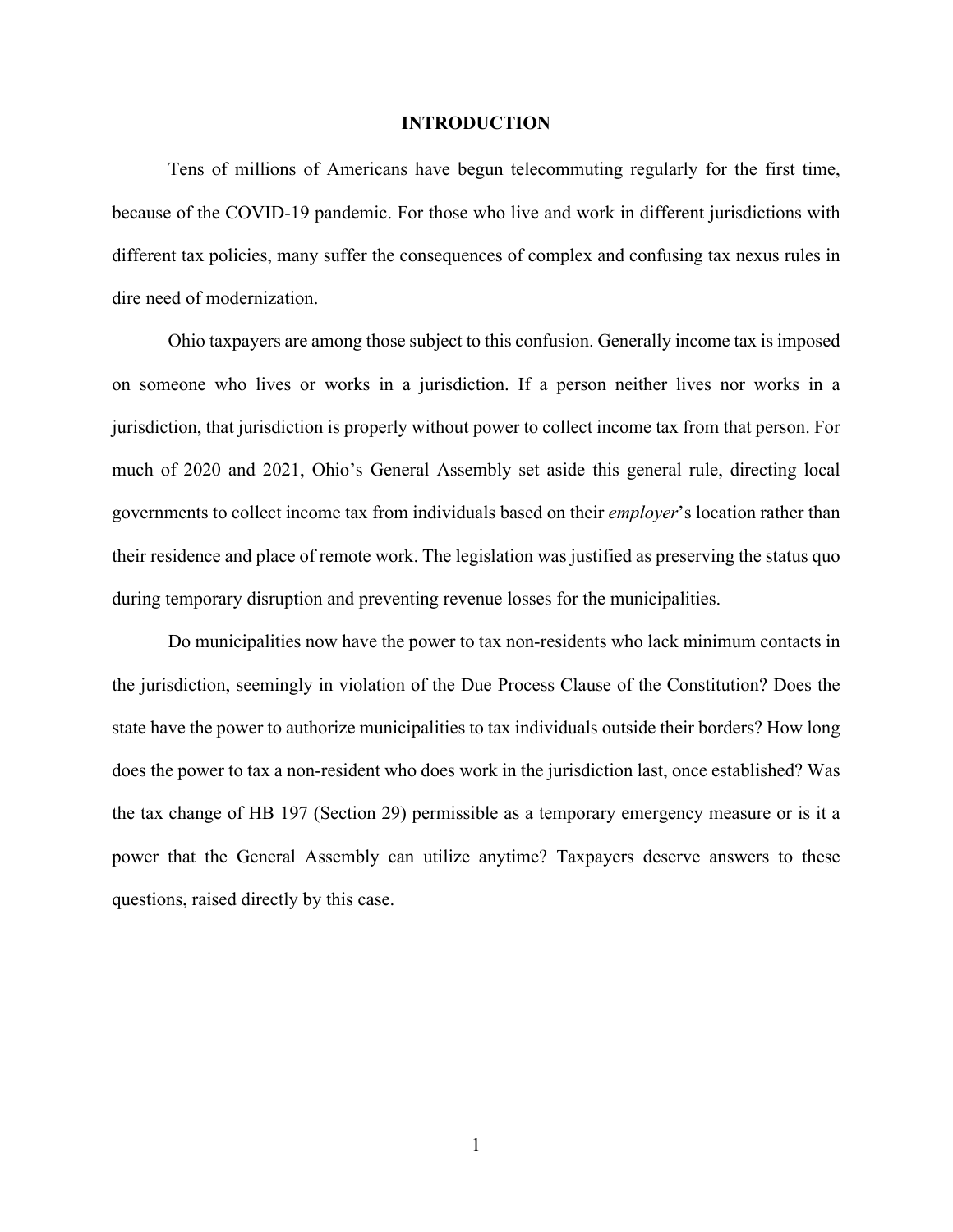# INTRODUCTION

Tens of millions of Americans have begun telecommuting regularly for the first time, because of the COVID-19 pandemic. For those who live and work in different jurisdictions with different tax policies, many suffer the consequences of complex and confusing tax nexus rules in dire need of modernization.

Ohio taxpayers are among those subject to this confusion. Generally income tax is imposed on someone who lives or works in a jurisdiction. If a person neither lives nor works in a jurisdiction, that jurisdiction is properly without power to collect income tax from that person. For much of 2020 and 2021, Ohio's General Assembly set aside this general rule, directing local governments to collect income tax from individuals based on their *employer*'s location rather than their residence and place of remote work. The legislation was justified as preserving the status quo during temporary disruption and preventing revenue losses for the municipalities.

Do municipalities now have the power to tax non-residents who lack minimum contacts in the jurisdiction, seemingly in violation of the Due Process Clause of the Constitution? Does the state have the power to authorize municipalities to tax individuals outside their borders? How long does the power to tax a non-resident who does work in the jurisdiction last, once established? Was the tax change of HB 197 (Section 29) permissible as a temporary emergency measure or is it a power that the General Assembly can utilize anytime? Taxpayers deserve answers to these questions, raised directly by this case.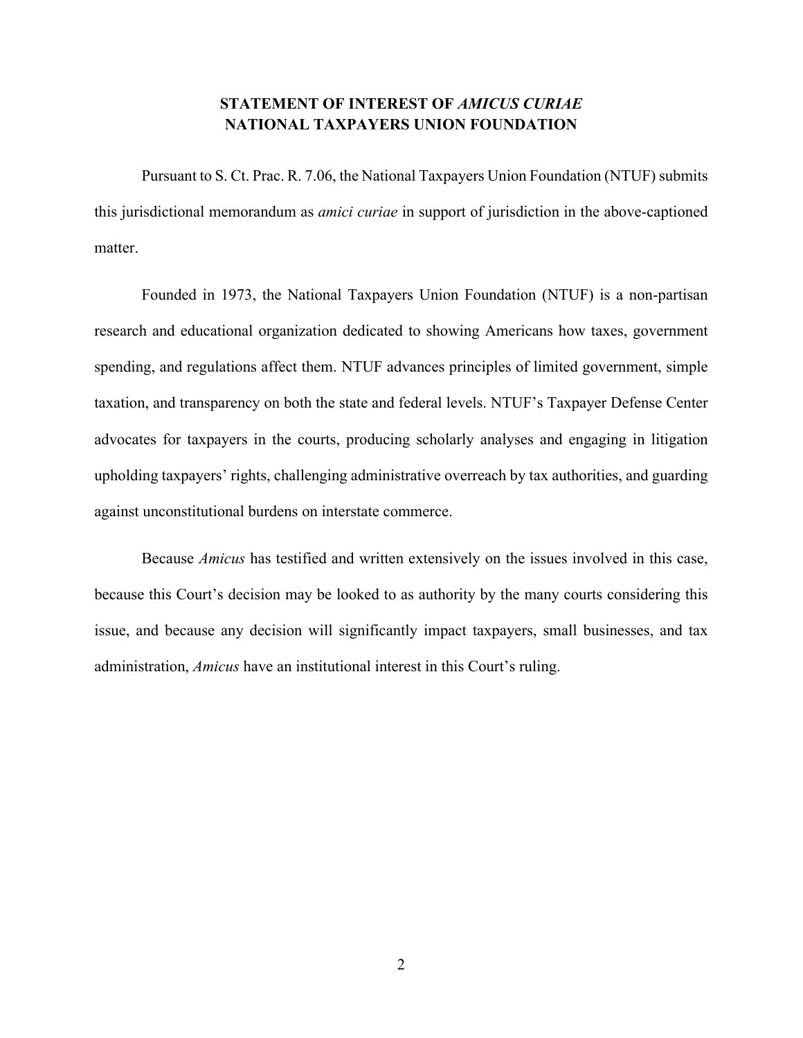## STATEMENT OF INTEREST OF *AMICUS CURIAE* NATIONAL TAXPAYERS UNION FOUNDATION

Pursuant to S. Ct. Prac. R. 7.06, the National Taxpayers Union Foundation (NTUF) submits this jurisdictional memorandum as *amici curiae* in support of jurisdiction in the above-captioned matter.

Founded in 1973, the National Taxpayers Union Foundation (NTUF) is a non-partisan research and educational organization dedicated to showing Americans how taxes, government spending, and regulations affect them. NTUF advances principles of limited government, simple taxation, and transparency on both the state and federal levels. NTUF's Taxpayer Defense Center advocates for taxpayers in the courts, producing scholarly analyses and engaging in litigation upholding taxpayers' rights, challenging administrative overreach by tax authorities, and guarding against unconstitutional burdens on interstate commerce.

Because *Amicus* has testified and written extensively on the issues involved in this case, because this Court's decision may be looked to as authority by the many courts considering this issue, and because any decision will significantly impact taxpayers, small businesses, and tax administration, *Amicus* have an institutional interest in this Court's ruling.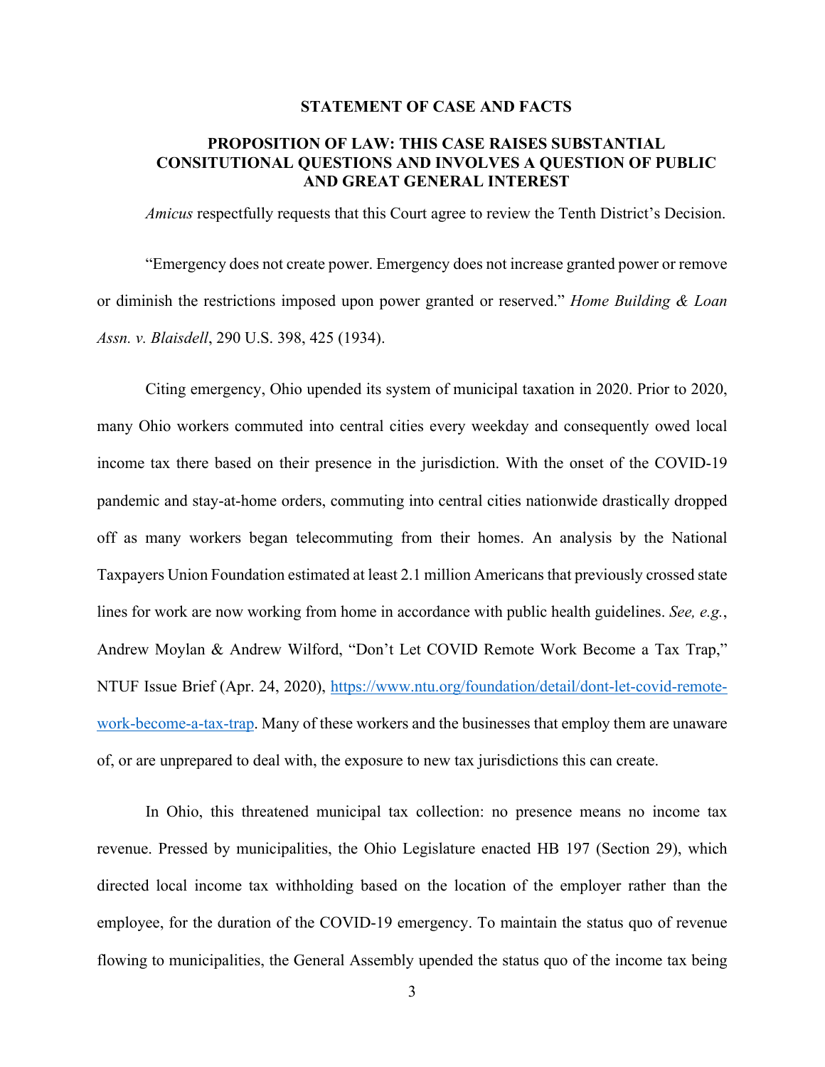## STATEMENT OF CASE AND FACTS

### PROPOSITION OF LAW: THIS CASE RAISES SUBSTANTIAL CONSITUTIONAL QUESTIONS AND INVOLVES A QUESTION OF PUBLIC AND GREAT GENERAL INTEREST

*Amicus* respectfully requests that this Court agree to review the Tenth District's Decision.

"Emergency does not create power. Emergency does not increase granted power or remove or diminish the restrictions imposed upon power granted or reserved." *Home Building & Loan Assn. v. Blaisdell*, 290 U.S. 398, 425 (1934).

Citing emergency, Ohio upended its system of municipal taxation in 2020. Prior to 2020, many Ohio workers commuted into central cities every weekday and consequently owed local income tax there based on their presence in the jurisdiction. With the onset of the COVID-19 pandemic and stay-at-home orders, commuting into central cities nationwide drastically dropped off as many workers began telecommuting from their homes. An analysis by the National Taxpayers Union Foundation estimated at least 2.1 million Americans that previously crossed state lines for work are now working from home in accordance with public health guidelines. *See, e.g.*, Andrew Moylan & Andrew Wilford, "Don't Let COVID Remote Work Become a Tax Trap," NTUF Issue Brief (Apr. 24, 2020), [https://www.ntu.org/foundation/detail/dont-let-covid-remote-work-become-a-tax-trap](https://www.ntu.org/foundation/detail/dont-let-covid-remote-work-become-a-tax-trap). Many of these workers and the businesses that employ them are unaware of, or are unprepared to deal with, the exposure to new tax jurisdictions this can create.

In Ohio, this threatened municipal tax collection: no presence means no income tax revenue. Pressed by municipalities, the Ohio Legislature enacted HB 197 (Section 29), which directed local income tax withholding based on the location of the employer rather than the employee, for the duration of the COVID-19 emergency. To maintain the status quo of revenue flowing to municipalities, the General Assembly upended the status quo of the income tax being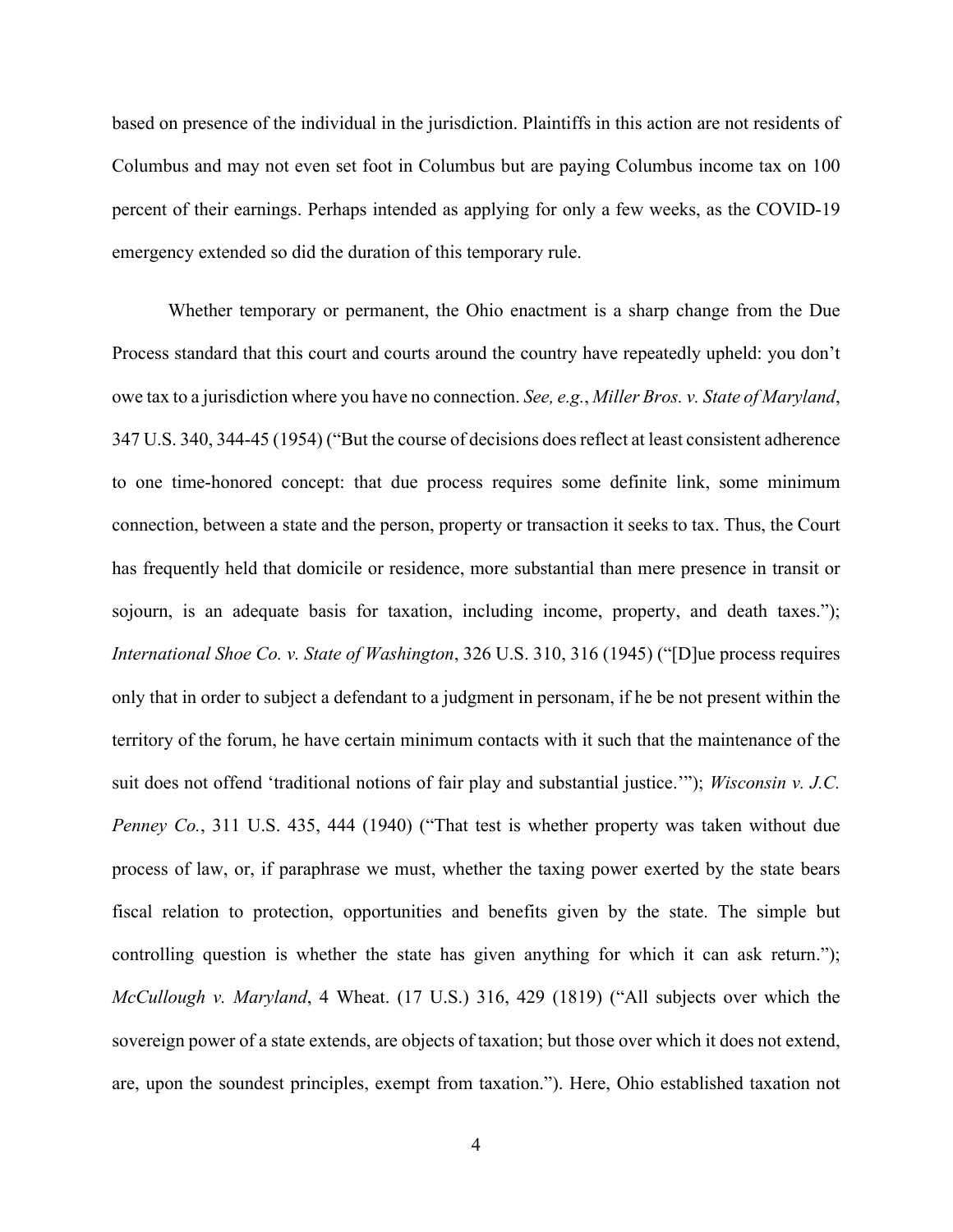based on presence of the individual in the jurisdiction. Plaintiffs in this action are not residents of Columbus and may not even set foot in Columbus but are paying Columbus income tax on 100 percent of their earnings. Perhaps intended as applying for only a few weeks, as the COVID-19 emergency extended so did the duration of this temporary rule.

Whether temporary or permanent, the Ohio enactment is a sharp change from the Due Process standard that this court and courts around the country have repeatedly upheld: you don't owe tax to a jurisdiction where you have no connection. *See, e.g.*, *Miller Bros. v. State of Maryland*, 347 U.S. 340, 344-45 (1954) ("But the course of decisions does reflect at least consistent adherence to one time-honored concept: that due process requires some definite link, some minimum connection, between a state and the person, property or transaction it seeks to tax. Thus, the Court has frequently held that domicile or residence, more substantial than mere presence in transit or sojourn, is an adequate basis for taxation, including income, property, and death taxes."); *International Shoe Co. v. State of Washington*, 326 U.S. 310, 316 (1945) ("[D]ue process requires only that in order to subject a defendant to a judgment in personam, if he be not present within the territory of the forum, he have certain minimum contacts with it such that the maintenance of the suit does not offend 'traditional notions of fair play and substantial justice.'"); *Wisconsin v. J.C. Penney Co.*, 311 U.S. 435, 444 (1940) ("That test is whether property was taken without due process of law, or, if paraphrase we must, whether the taxing power exerted by the state bears fiscal relation to protection, opportunities and benefits given by the state. The simple but controlling question is whether the state has given anything for which it can ask return."); *McCullough v. Maryland*, 4 Wheat. (17 U.S.) 316, 429 (1819) ("All subjects over which the sovereign power of a state extends, are objects of taxation; but those over which it does not extend, are, upon the soundest principles, exempt from taxation."). Here, Ohio established taxation not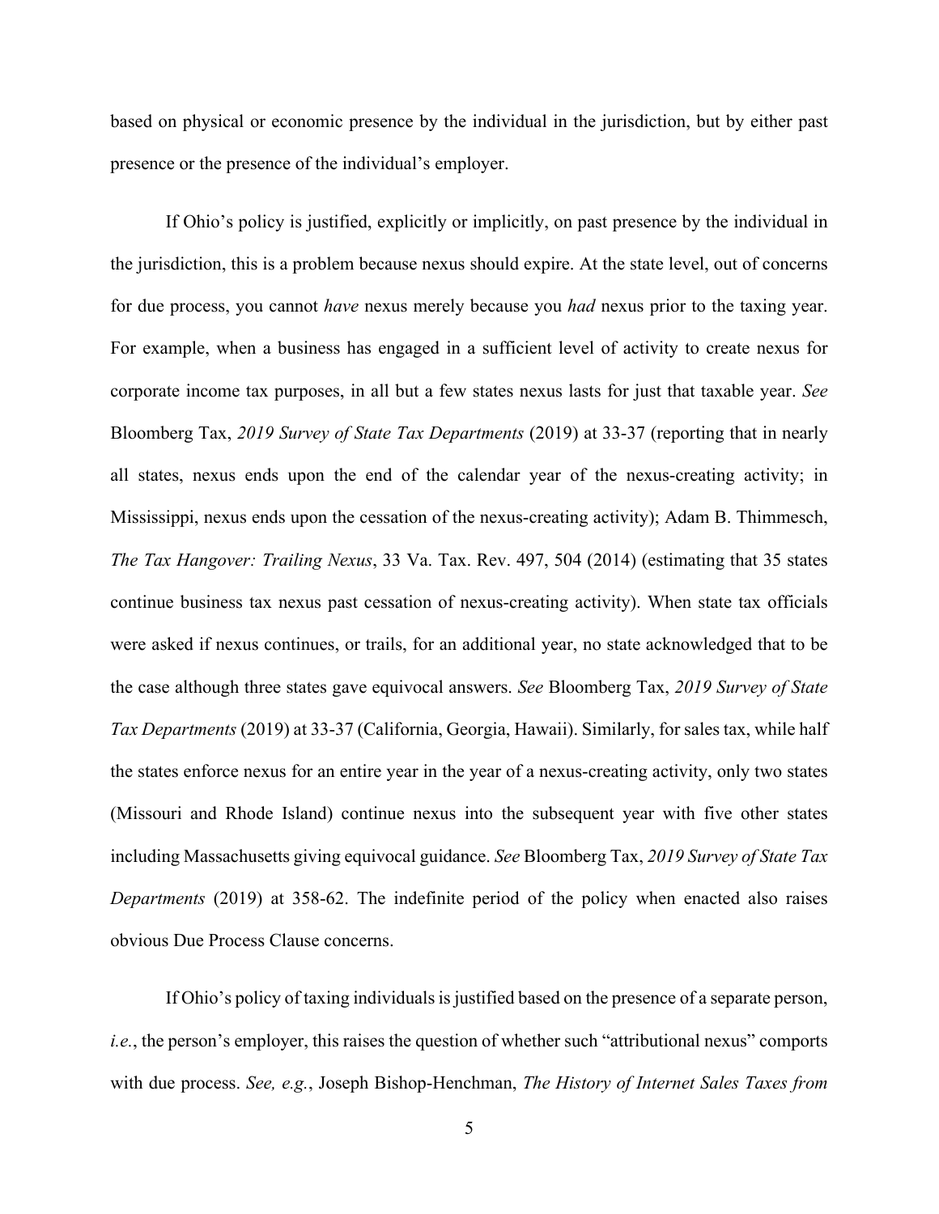based on physical or economic presence by the individual in the jurisdiction, but by either past presence or the presence of the individual's employer.

If Ohio's policy is justified, explicitly or implicitly, on past presence by the individual in the jurisdiction, this is a problem because nexus should expire. At the state level, out of concerns for due process, you cannot *have* nexus merely because you *had* nexus prior to the taxing year. For example, when a business has engaged in a sufficient level of activity to create nexus for corporate income tax purposes, in all but a few states nexus lasts for just that taxable year. *See* Bloomberg Tax, *2019 Survey of State Tax Departments* (2019) at 33-37 (reporting that in nearly all states, nexus ends upon the end of the calendar year of the nexus-creating activity; in Mississippi, nexus ends upon the cessation of the nexus-creating activity); Adam B. Thimmesch, *The Tax Hangover: Trailing Nexus*, 33 Va. Tax. Rev. 497, 504 (2014) (estimating that 35 states continue business tax nexus past cessation of nexus-creating activity). When state tax officials were asked if nexus continues, or trails, for an additional year, no state acknowledged that to be the case although three states gave equivocal answers. *See* Bloomberg Tax, *2019 Survey of State Tax Departments* (2019) at 33-37 (California, Georgia, Hawaii). Similarly, for sales tax, while half the states enforce nexus for an entire year in the year of a nexus-creating activity, only two states (Missouri and Rhode Island) continue nexus into the subsequent year with five other states including Massachusetts giving equivocal guidance. *See* Bloomberg Tax, *2019 Survey of State Tax Departments* (2019) at 358-62. The indefinite period of the policy when enacted also raises obvious Due Process Clause concerns.

If Ohio's policy of taxing individuals is justified based on the presence of a separate person, *i.e.*, the person's employer, this raises the question of whether such "attributional nexus" comports with due process. *See, e.g.*, Joseph Bishop-Henchman, *The History of Internet Sales Taxes from*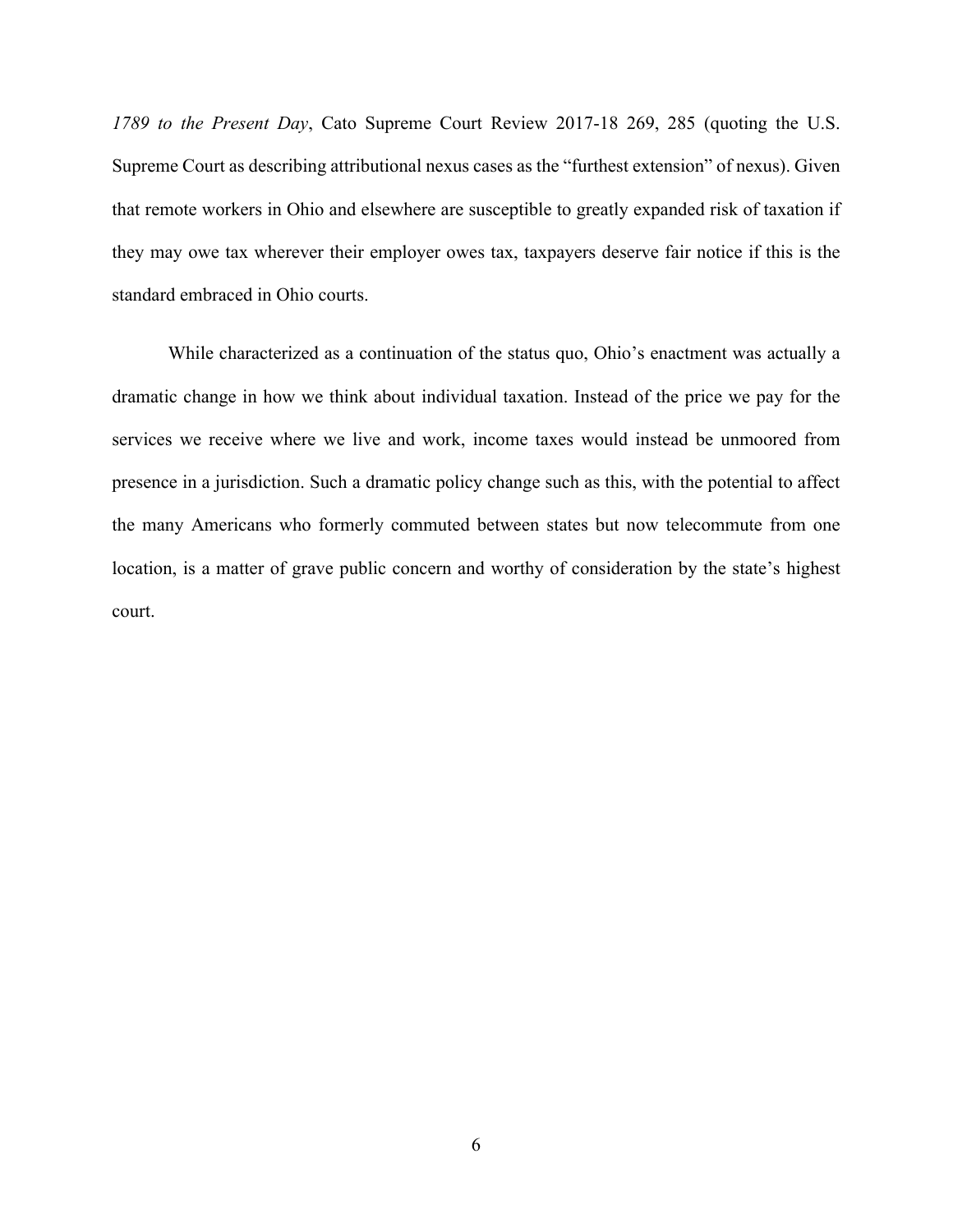*1789 to the Present Day*, Cato Supreme Court Review 2017-18 269, 285 (quoting the U.S. Supreme Court as describing attributional nexus cases as the "furthest extension" of nexus). Given that remote workers in Ohio and elsewhere are susceptible to greatly expanded risk of taxation if they may owe tax wherever their employer owes tax, taxpayers deserve fair notice if this is the standard embraced in Ohio courts.

While characterized as a continuation of the status quo, Ohio's enactment was actually a dramatic change in how we think about individual taxation. Instead of the price we pay for the services we receive where we live and work, income taxes would instead be unmoored from presence in a jurisdiction. Such a dramatic policy change such as this, with the potential to affect the many Americans who formerly commuted between states but now telecommute from one location, is a matter of grave public concern and worthy of consideration by the state's highest court.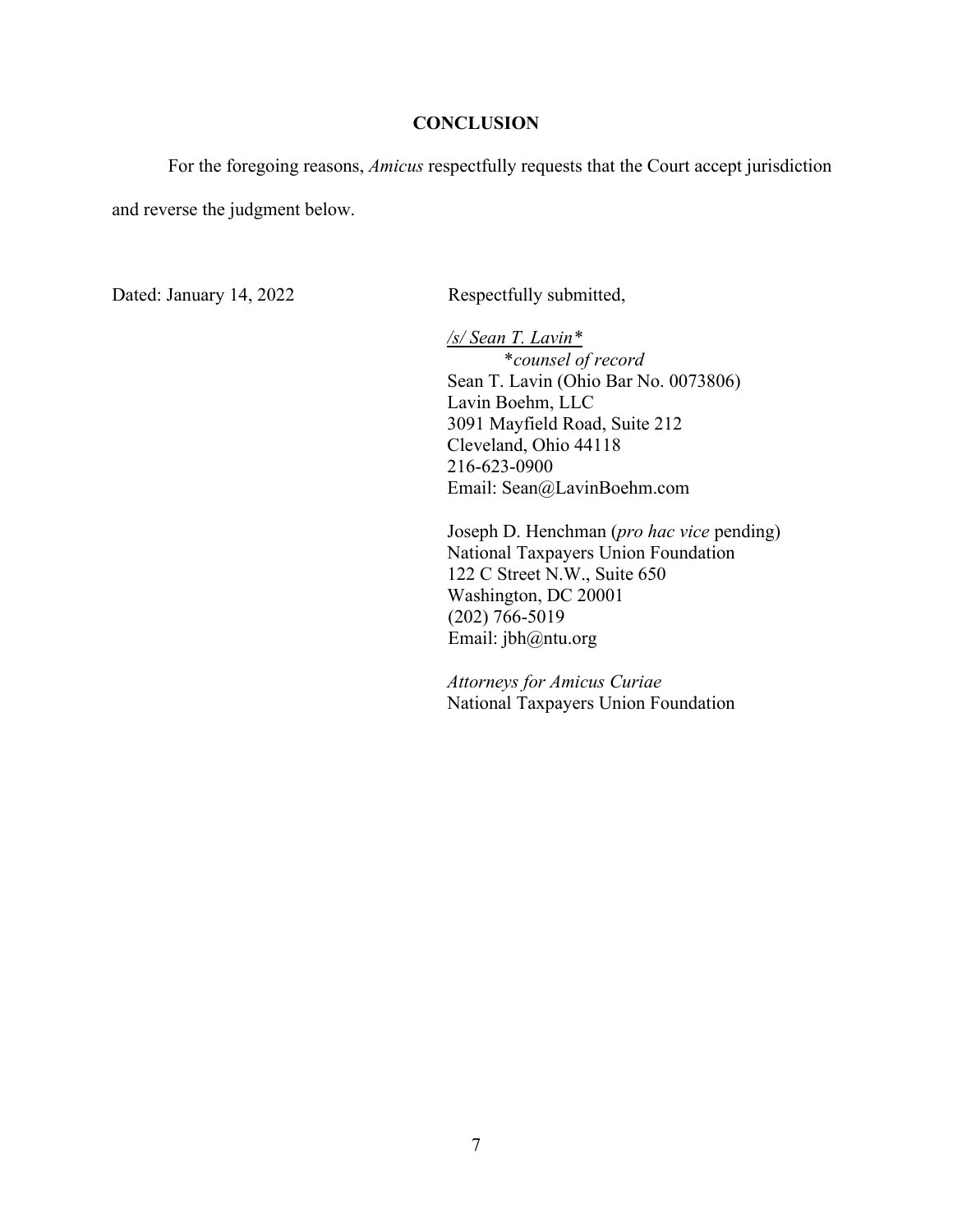## CONCLUSION

For the foregoing reasons, *Amicus* respectfully requests that the Court accept jurisdiction and reverse the judgment below.

Dated: January 14, 2022

Respectfully submitted,

/s/ Sean T. Lavin*
*counsel of record*
Sean T. Lavin (Ohio Bar No. 0073806)
Lavin Boehm, LLC
3091 Mayfield Road, Suite 212
Cleveland, Ohio 44118
216-623-0900
Email: Sean@LavinBoehm.com

Joseph D. Henchman (*pro hac vice* pending)
National Taxpayers Union Foundation
122 C Street N.W., Suite 650
Washington, DC 20001
(202) 766-5019
Email: jbh@ntu.org

*Attorneys for Amicus Curiae*
National Taxpayers Union Foundation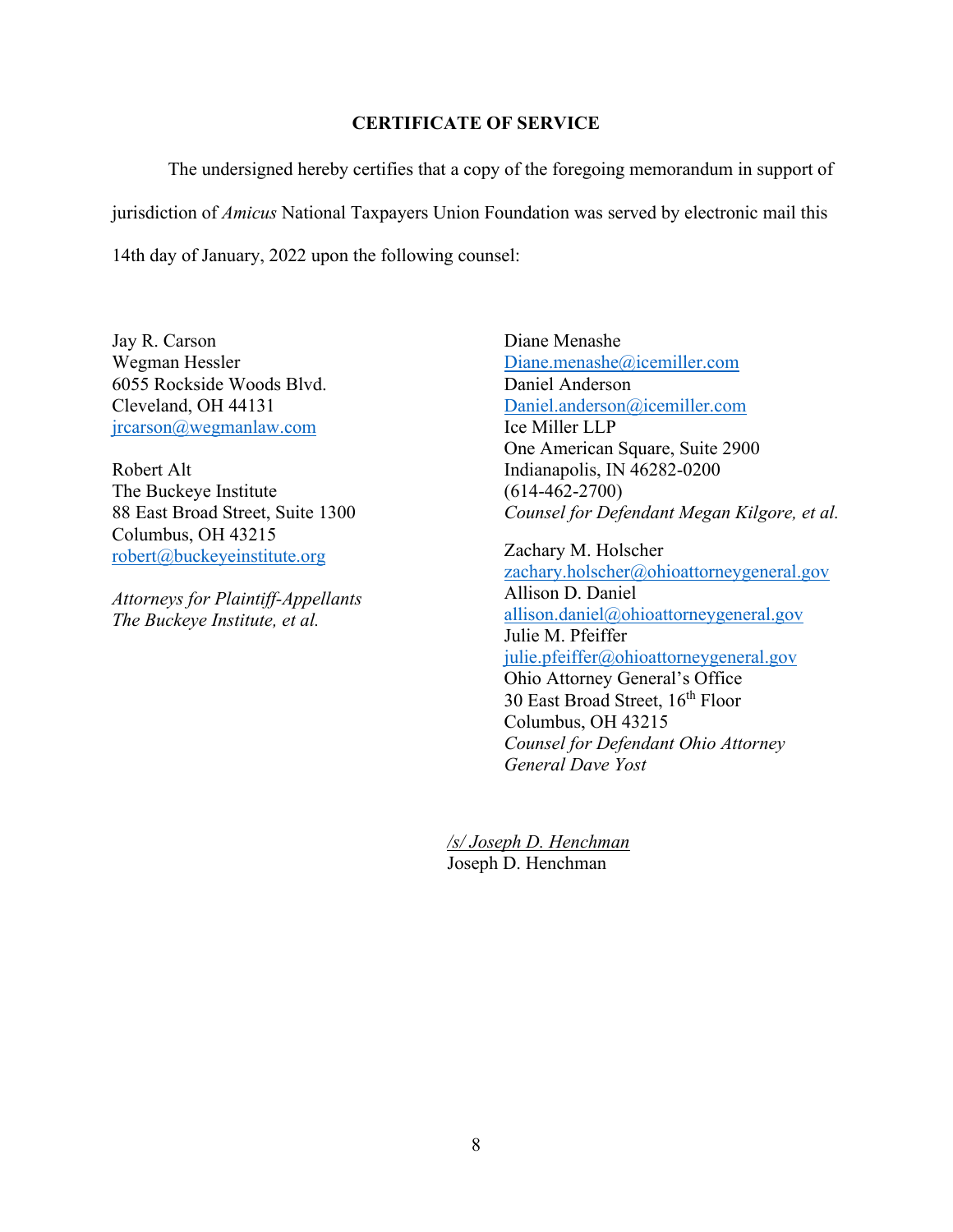**CERTIFICATE OF SERVICE**

The undersigned hereby certifies that a copy of the foregoing memorandum in support of jurisdiction of *Amicus* National Taxpayers Union Foundation was served by electronic mail this 14th day of January, 2022 upon the following counsel:

Jay R. Carson
Wegman Hessler
6055 Rockside Woods Blvd.
Cleveland, OH 44131
jrcarson@wegmanlaw.com

Robert Alt
The Buckeye Institute
88 East Broad Street, Suite 1300
Columbus, OH 43215
robert@buckeyeinstitute.org

*Attorneys for Plaintiff-Appellants The Buckeye Institute, et al.*

Diane Menashe
Diane.menashe@icemiller.com
Daniel Anderson
Daniel.anderson@icemiller.com
Ice Miller LLP
One American Square, Suite 2900
Indianapolis, IN 46282-0200
(614-462-2700)
*Counsel for Defendant Megan Kilgore, et al.*

Zachary M. Holscher
zachary.holscher@ohioattorneygeneral.gov
Allison D. Daniel
allison.daniel@ohioattorneygeneral.gov
Julie M. Pfeiffer
julie.pfeiffer@ohioattorneygeneral.gov
Ohio Attorney General's Office
30 East Broad Street, 16th Floor
Columbus, OH 43215
*Counsel for Defendant Ohio Attorney General Dave Yost*

*/s/ Joseph D. Henchman*
Joseph D. Henchman